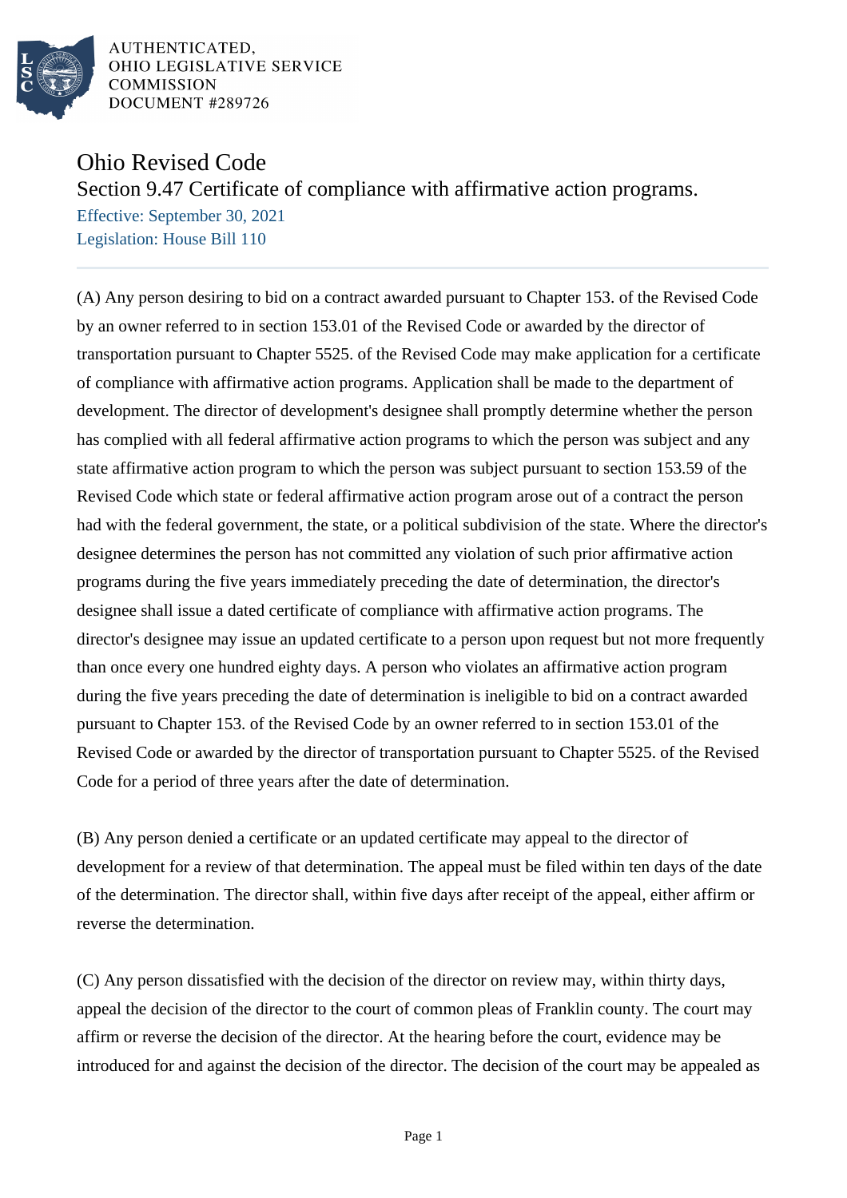AUTHENTICATED,
OHIO LEGISLATIVE SERVICE
COMMISSION
DOCUMENT #289726

# Ohio Revised Code

## Section 9.47 Certificate of compliance with affirmative action programs.

Effective: September 30, 2021

Legislation: House Bill 110

(A) Any person desiring to bid on a contract awarded pursuant to Chapter 153. of the Revised Code by an owner referred to in section 153.01 of the Revised Code or awarded by the director of transportation pursuant to Chapter 5525. of the Revised Code may make application for a certificate of compliance with affirmative action programs. Application shall be made to the department of development. The director of development's designee shall promptly determine whether the person has complied with all federal affirmative action programs to which the person was subject and any state affirmative action program to which the person was subject pursuant to section 153.59 of the Revised Code which state or federal affirmative action program arose out of a contract the person had with the federal government, the state, or a political subdivision of the state. Where the director's designee determines the person has not committed any violation of such prior affirmative action programs during the five years immediately preceding the date of determination, the director's designee shall issue a dated certificate of compliance with affirmative action programs. The director's designee may issue an updated certificate to a person upon request but not more frequently than once every one hundred eighty days. A person who violates an affirmative action program during the five years preceding the date of determination is ineligible to bid on a contract awarded pursuant to Chapter 153. of the Revised Code by an owner referred to in section 153.01 of the Revised Code or awarded by the director of transportation pursuant to Chapter 5525. of the Revised Code for a period of three years after the date of determination.

(B) Any person denied a certificate or an updated certificate may appeal to the director of development for a review of that determination. The appeal must be filed within ten days of the date of the determination. The director shall, within five days after receipt of the appeal, either affirm or reverse the determination.

(C) Any person dissatisfied with the decision of the director on review may, within thirty days, appeal the decision of the director to the court of common pleas of Franklin county. The court may affirm or reverse the decision of the director. At the hearing before the court, evidence may be introduced for and against the decision of the director. The decision of the court may be appealed as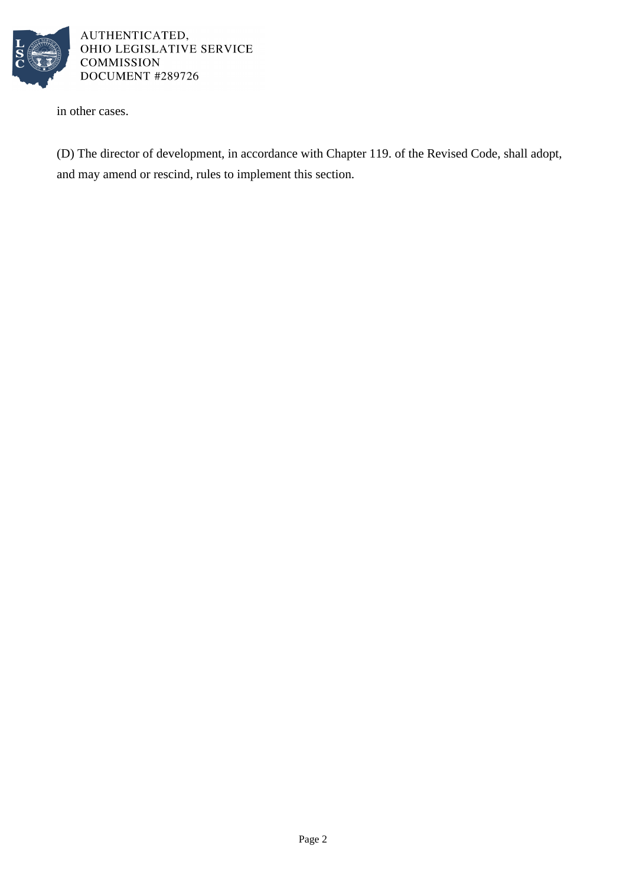in other cases.

(D) The director of development, in accordance with Chapter 119. of the Revised Code, shall adopt, and may amend or rescind, rules to implement this section.